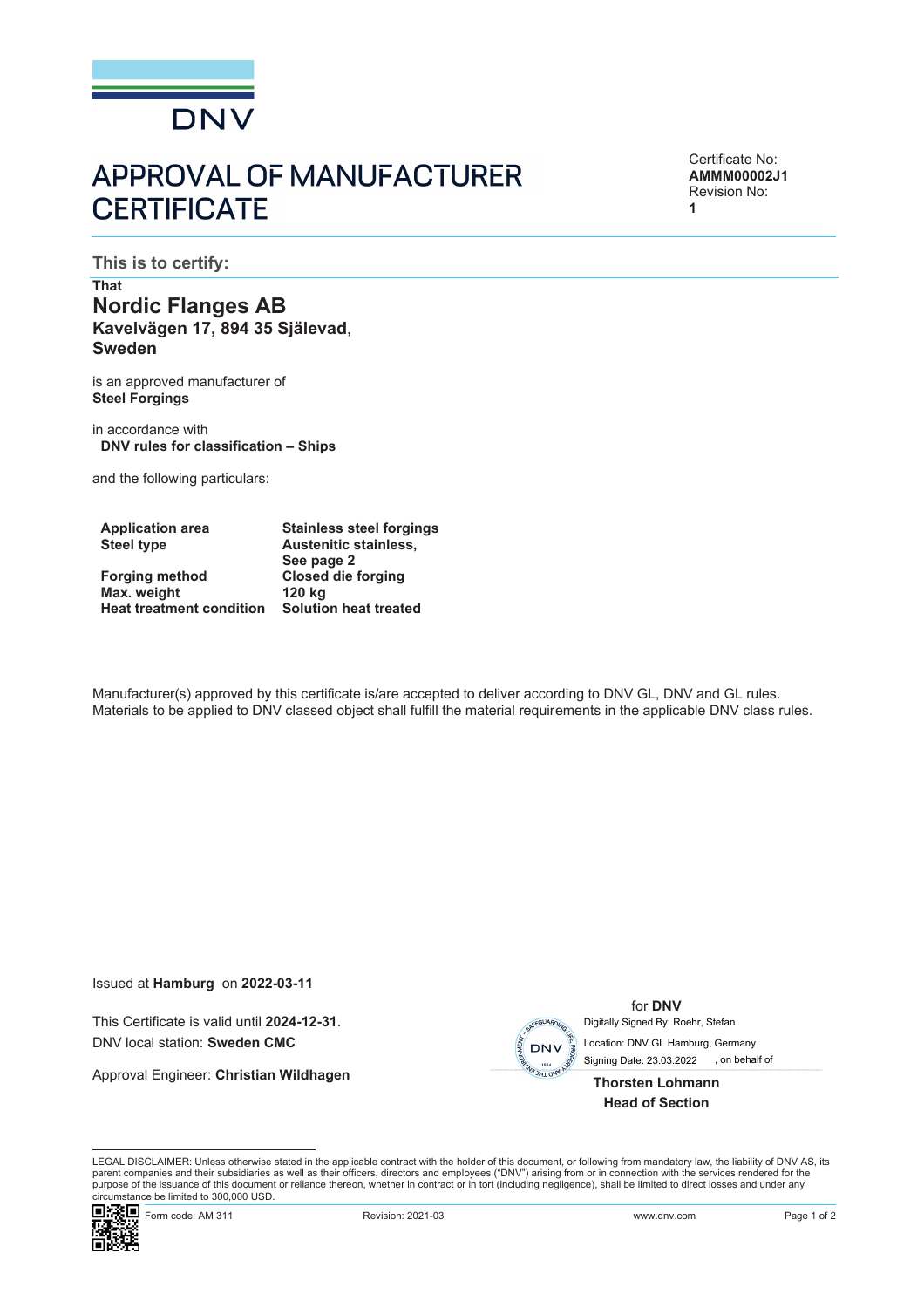# APPROVAL OF MANUFACTURER CERTIFICATE

Certificate No:
**AMMM00002J1**
Revision No:
**1**

## This is to certify:

**That**

**Nordic Flanges AB**
**Kavelvägen 17, 894 35 Själevad**,
**Sweden**

is an approved manufacturer of
**Steel Forgings**

in accordance with
**DNV rules for classification – Ships**

and the following particulars:

| | |
|---|---|
| **Application area** | **Stainless steel forgings** |
| **Steel type** | **Austenitic stainless, See page 2** |
| **Forging method** | **Closed die forging** |
| **Max. weight** | **120 kg** |
| **Heat treatment condition** | **Solution heat treated** |

Manufacturer(s) approved by this certificate is/are accepted to deliver according to DNV GL, DNV and GL rules. Materials to be applied to DNV classed object shall fulfill the material requirements in the applicable DNV class rules.

Issued at **Hamburg** on **2022-03-11**

This Certificate is valid until **2024-12-31**.
DNV local station: **Sweden CMC**

Approval Engineer: **Christian Wildhagen**

for **DNV**
Digitally Signed By: Roehr, Stefan
Location: DNV GL Hamburg, Germany
Signing Date: 23.03.2022 , on behalf of

**Thorsten Lohmann**
**Head of Section**

LEGAL DISCLAIMER: Unless otherwise stated in the applicable contract with the holder of this document, or following from mandatory law, the liability of DNV AS, its parent companies and their subsidiaries as well as their officers, directors and employees ("DNV") arising from or in connection with the services rendered for the purpose of the issuance of this document or reliance thereon, whether in contract or in tort (including negligence), shall be limited to direct losses and under any circumstance be limited to 300,000 USD.

Form code: AM 311 Revision: 2021-03 www.dnv.com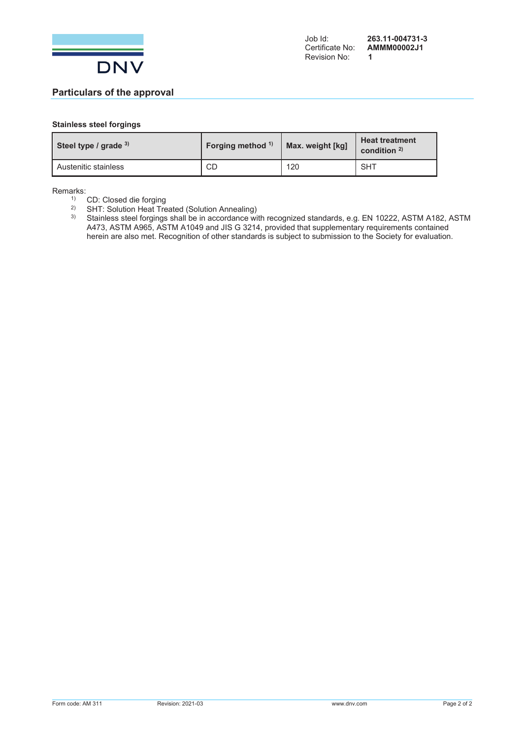Job Id: **263.11-004731-3**
Certificate No: **AMMM00002J1**
Revision No: **1**

## Particulars of the approval

### Stainless steel forgings

| Steel type / grade [3] | Forging method [1] | Max. weight [kg] | Heat treatment condition [2] |
|---|---|---|---|
| Austenitic stainless | CD | 120 | SHT |

Remarks:

1) CD: Closed die forging
2) SHT: Solution Heat Treated (Solution Annealing)
3) Stainless steel forgings shall be in accordance with recognized standards, e.g. EN 10222, ASTM A182, ASTM A473, ASTM A965, ASTM A1049 and JIS G 3214, provided that supplementary requirements contained herein are also met. Recognition of other standards is subject to submission to the Society for evaluation.

Form code: AM 311 Revision: 2021-03 www.dnv.com